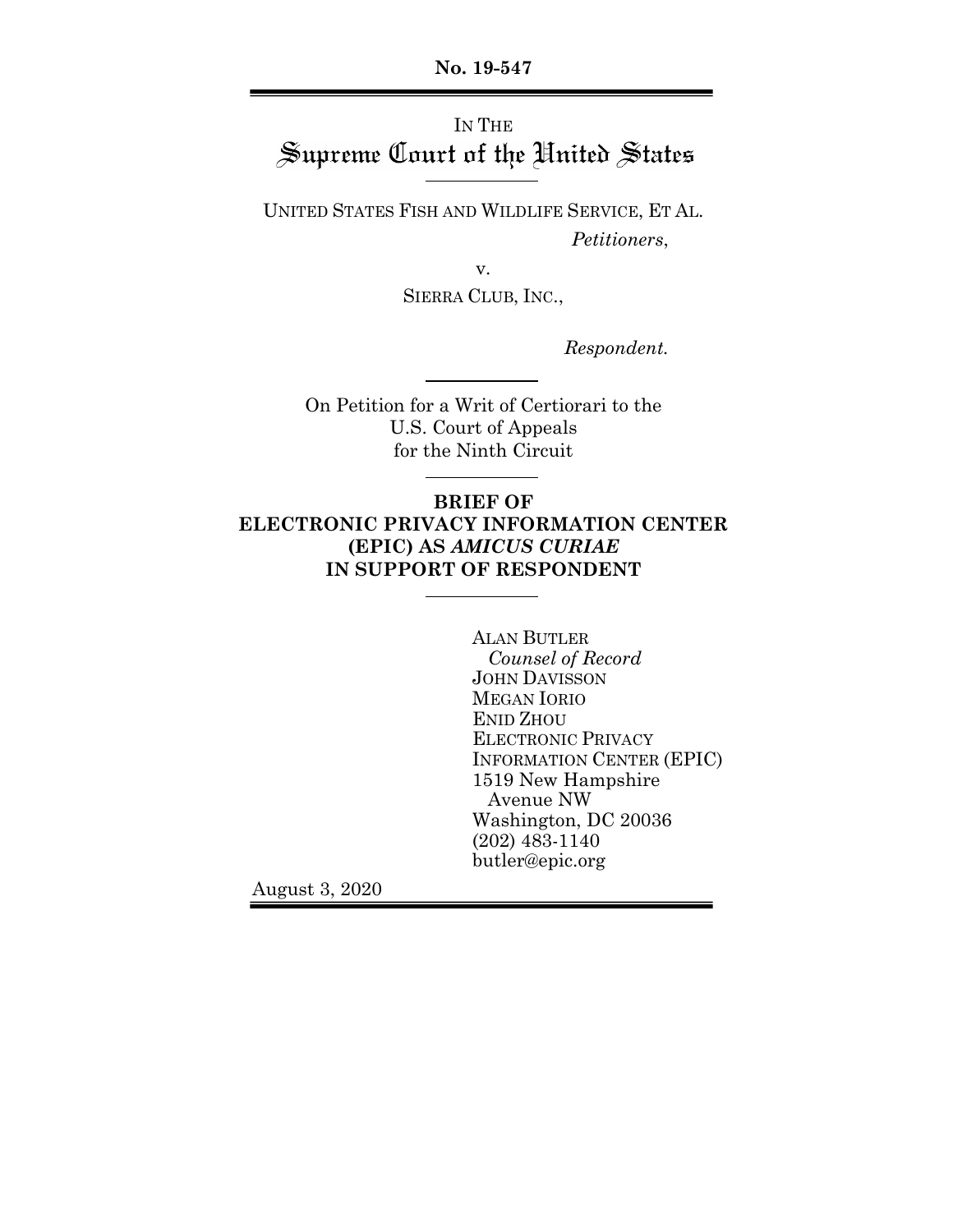**No. 19-547**

IN THE
# Supreme Court of the United States

UNITED STATES FISH AND WILDLIFE SERVICE, ET AL.

*Petitioners*,

v.

SIERRA CLUB, INC.,

*Respondent.*

On Petition for a Writ of Certiorari to the
U.S. Court of Appeals
for the Ninth Circuit

**BRIEF OF**
**ELECTRONIC PRIVACY INFORMATION CENTER**
**(EPIC) AS *AMICUS CURIAE***
**IN SUPPORT OF RESPONDENT**

ALAN BUTLER
*Counsel of Record*
JOHN DAVISSON
MEGAN IORIO
ENID ZHOU
ELECTRONIC PRIVACY
INFORMATION CENTER (EPIC)
1519 New Hampshire
Avenue NW
Washington, DC 20036
(202) 483-1140
butler@epic.org

August 3, 2020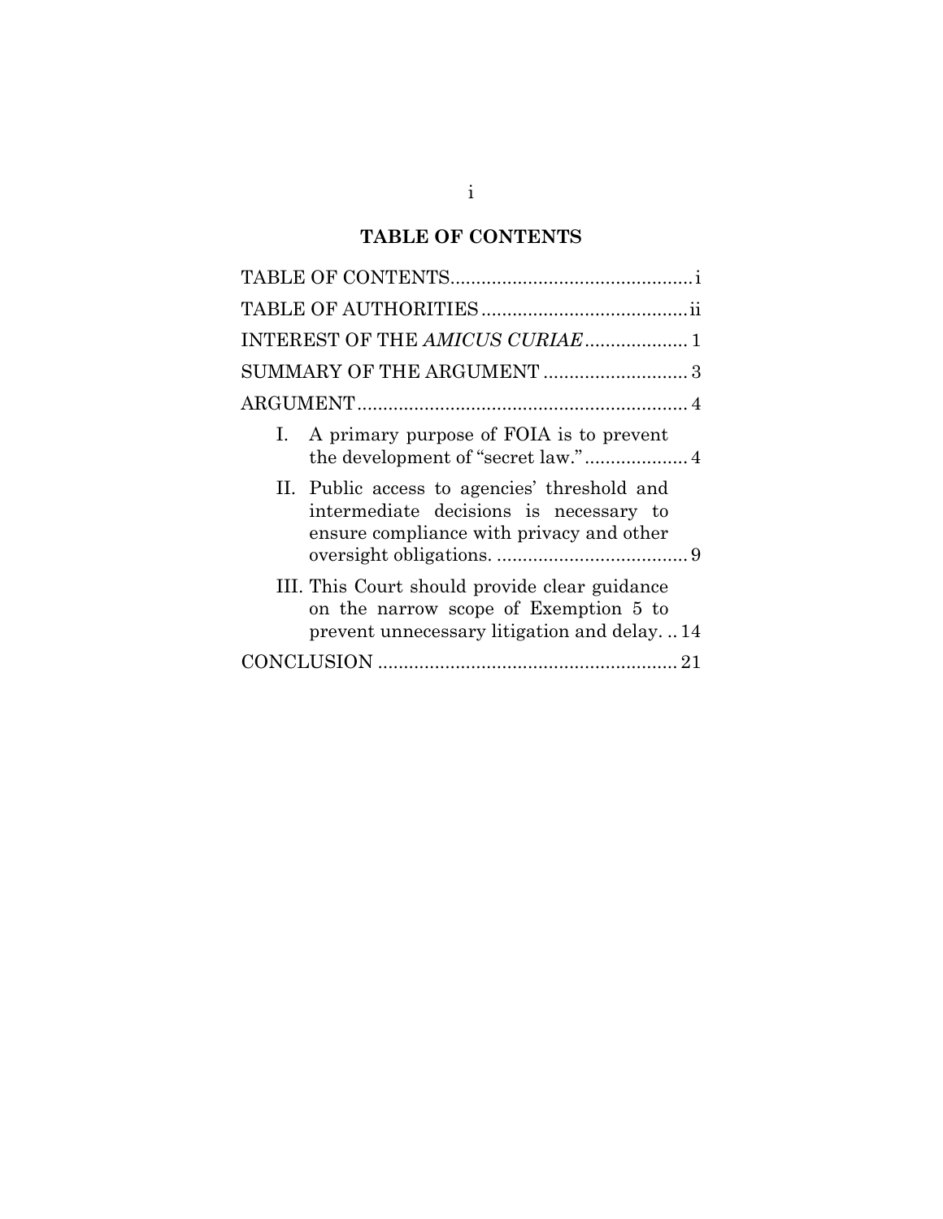## TABLE OF CONTENTS

TABLE OF CONTENTS ............................................... i

TABLE OF AUTHORITIES ........................................ ii

INTEREST OF THE *AMICUS CURIAE* .................... 1

SUMMARY OF THE ARGUMENT ............................ 3

ARGUMENT ................................................................ 4

I. A primary purpose of FOIA is to prevent the development of "secret law." .................... 4

II. Public access to agencies' threshold and intermediate decisions is necessary to ensure compliance with privacy and other oversight obligations. ..................................... 9

III. This Court should provide clear guidance on the narrow scope of Exemption 5 to prevent unnecessary litigation and delay. .. 14

CONCLUSION .......................................................... 21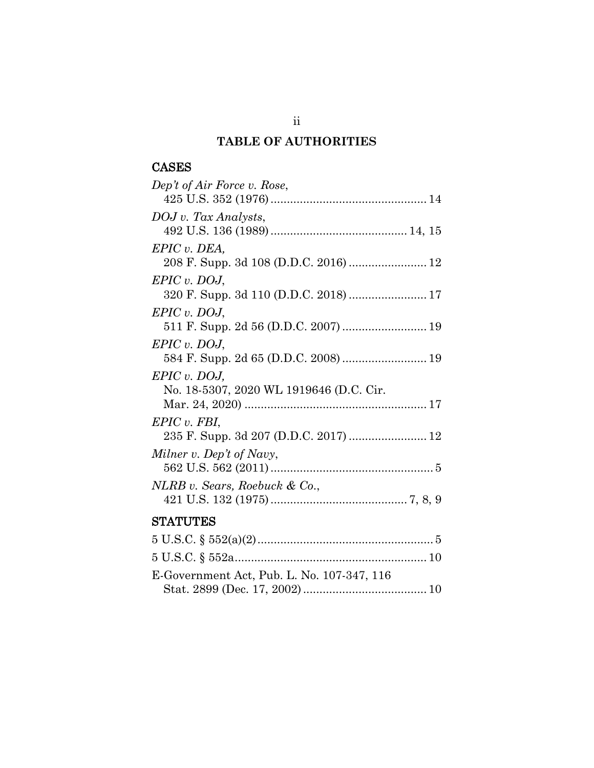# TABLE OF AUTHORITIES

## CASES

*Dep't of Air Force v. Rose*,
425 U.S. 352 (1976) ................................................ 14

*DOJ v. Tax Analysts*,
492 U.S. 136 (1989) .......................................... 14, 15

*EPIC v. DEA,*
208 F. Supp. 3d 108 (D.D.C. 2016) ........................ 12

*EPIC v. DOJ*,
320 F. Supp. 3d 110 (D.D.C. 2018) ........................ 17

*EPIC v. DOJ*,
511 F. Supp. 2d 56 (D.D.C. 2007) .......................... 19

*EPIC v. DOJ*,
584 F. Supp. 2d 65 (D.D.C. 2008) .......................... 19

*EPIC v. DOJ,*
No. 18-5307, 2020 WL 1919646 (D.C. Cir.
Mar. 24, 2020) ........................................................ 17

*EPIC v. FBI*,
235 F. Supp. 3d 207 (D.D.C. 2017) ........................ 12

*Milner v. Dep't of Navy*,
562 U.S. 562 (2011) .................................................. 5

*NLRB v. Sears, Roebuck & Co.*,
421 U.S. 132 (1975) .......................................... 7, 8, 9

## STATUTES

5 U.S.C. § 552(a)(2) ...................................................... 5

5 U.S.C. § 552a ........................................................... 10

E-Government Act, Pub. L. No. 107-347, 116
Stat. 2899 (Dec. 17, 2002) ...................................... 10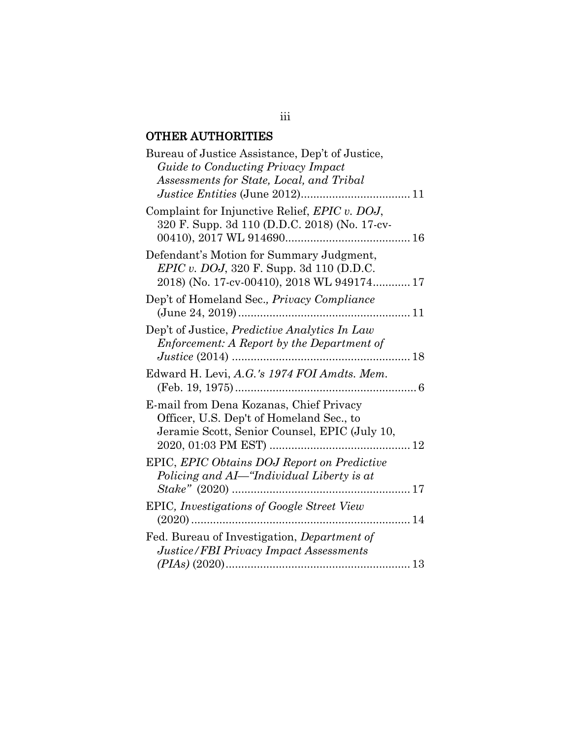## OTHER AUTHORITIES

Bureau of Justice Assistance, Dep't of Justice, *Guide to Conducting Privacy Impact Assessments for State, Local, and Tribal Justice Entities* (June 2012).................................. 11

Complaint for Injunctive Relief, *EPIC v. DOJ*, 320 F. Supp. 3d 110 (D.D.C. 2018) (No. 17-cv-00410), 2017 WL 914690....................................... 16

Defendant's Motion for Summary Judgment, *EPIC v. DOJ*, 320 F. Supp. 3d 110 (D.D.C. 2018) (No. 17-cv-00410), 2018 WL 949174............ 17

Dep't of Homeland Sec., *Privacy Compliance* (June 24, 2019)...................................................... 11

Dep't of Justice, *Predictive Analytics In Law Enforcement: A Report by the Department of Justice* (2014) ........................................................ 18

Edward H. Levi, *A.G.'s 1974 FOI Amdts. Mem.* (Feb. 19, 1975)......................................................... 6

E-mail from Dena Kozanas, Chief Privacy Officer, U.S. Dep't of Homeland Sec., to Jeramie Scott, Senior Counsel, EPIC (July 10, 2020, 01:03 PM EST) ............................................ 12

EPIC, *EPIC Obtains DOJ Report on Predictive Policing and AI—"Individual Liberty is at Stake"* (2020) ........................................................ 17

EPIC, *Investigations of Google Street View* (2020)..................................................................... 14

Fed. Bureau of Investigation, *Department of Justice/FBI Privacy Impact Assessments (PIAs)* (2020)......................................................... 13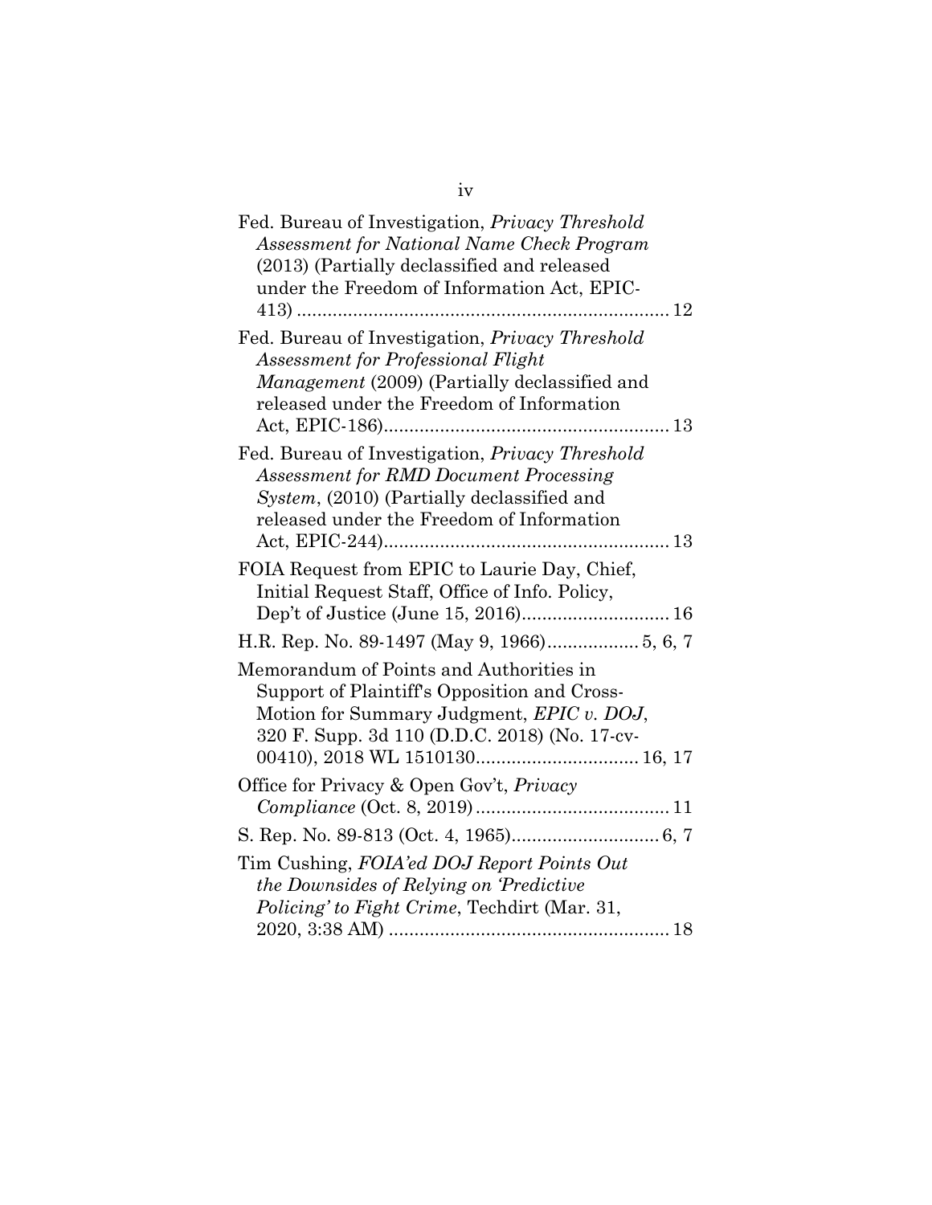Fed. Bureau of Investigation, *Privacy Threshold Assessment for National Name Check Program* (2013) (Partially declassified and released under the Freedom of Information Act, EPIC-413) ........................................................................ 12

Fed. Bureau of Investigation, *Privacy Threshold Assessment for Professional Flight Management* (2009) (Partially declassified and released under the Freedom of Information Act, EPIC-186)........................................................ 13

Fed. Bureau of Investigation, *Privacy Threshold Assessment for RMD Document Processing System*, (2010) (Partially declassified and released under the Freedom of Information Act, EPIC-244)........................................................ 13

FOIA Request from EPIC to Laurie Day, Chief, Initial Request Staff, Office of Info. Policy, Dep't of Justice (June 15, 2016)............................. 16

H.R. Rep. No. 89-1497 (May 9, 1966).................. 5, 6, 7

Memorandum of Points and Authorities in Support of Plaintiff's Opposition and Cross-Motion for Summary Judgment, *EPIC v. DOJ*, 320 F. Supp. 3d 110 (D.D.C. 2018) (No. 17-cv-00410), 2018 WL 1510130................................ 16, 17

Office for Privacy & Open Gov't, *Privacy Compliance* (Oct. 8, 2019)...................................... 11

S. Rep. No. 89-813 (Oct. 4, 1965)............................. 6, 7

Tim Cushing, *FOIA'ed DOJ Report Points Out the Downsides of Relying on 'Predictive Policing' to Fight Crime*, Techdirt (Mar. 31, 2020, 3:38 AM) ....................................................... 18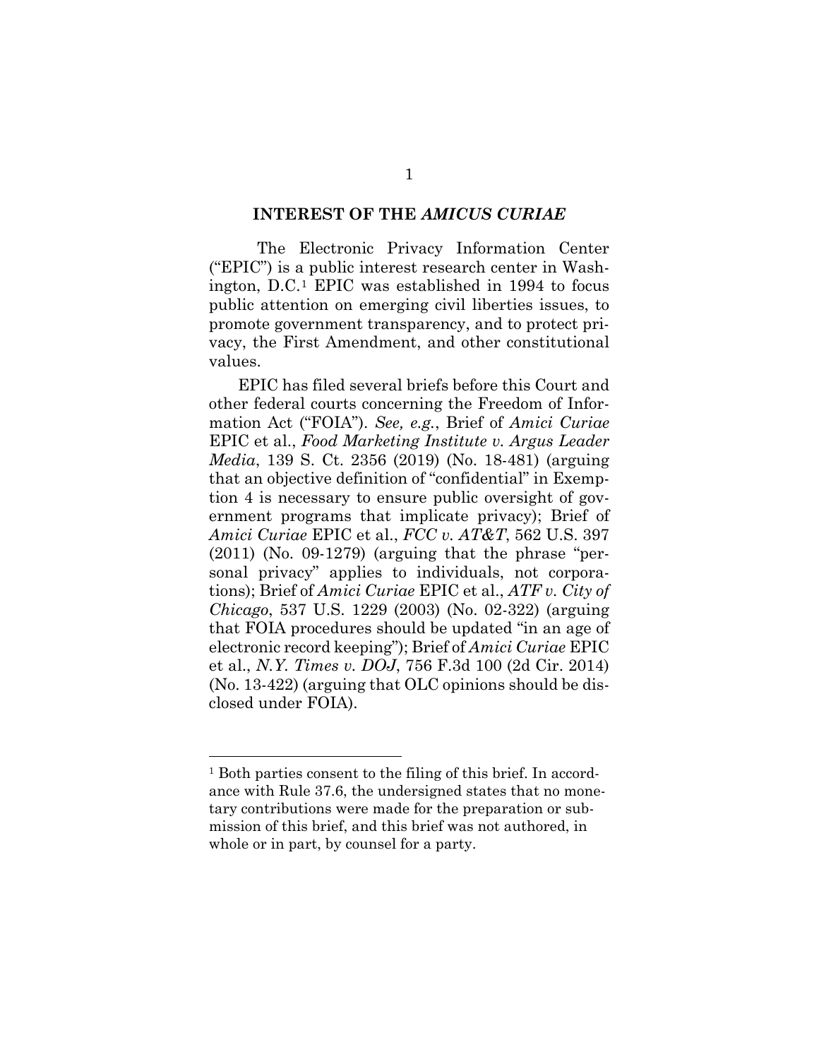## INTEREST OF THE *AMICUS CURIAE*

The Electronic Privacy Information Center ("EPIC") is a public interest research center in Washington, D.C.[1] EPIC was established in 1994 to focus public attention on emerging civil liberties issues, to promote government transparency, and to protect privacy, the First Amendment, and other constitutional values.

EPIC has filed several briefs before this Court and other federal courts concerning the Freedom of Information Act ("FOIA"). *See, e.g.*, Brief of *Amici Curiae* EPIC et al., *Food Marketing Institute v. Argus Leader Media*, 139 S. Ct. 2356 (2019) (No. 18-481) (arguing that an objective definition of "confidential" in Exemption 4 is necessary to ensure public oversight of government programs that implicate privacy); Brief of *Amici Curiae* EPIC et al., *FCC v. AT&T*, 562 U.S. 397 (2011) (No. 09-1279) (arguing that the phrase "personal privacy" applies to individuals, not corporations); Brief of *Amici Curiae* EPIC et al., *ATF v. City of Chicago*, 537 U.S. 1229 (2003) (No. 02-322) (arguing that FOIA procedures should be updated "in an age of electronic record keeping"); Brief of *Amici Curiae* EPIC et al., *N.Y. Times v. DOJ*, 756 F.3d 100 (2d Cir. 2014) (No. 13-422) (arguing that OLC opinions should be disclosed under FOIA).

---

[1] Both parties consent to the filing of this brief. In accordance with Rule 37.6, the undersigned states that no monetary contributions were made for the preparation or submission of this brief, and this brief was not authored, in whole or in part, by counsel for a party.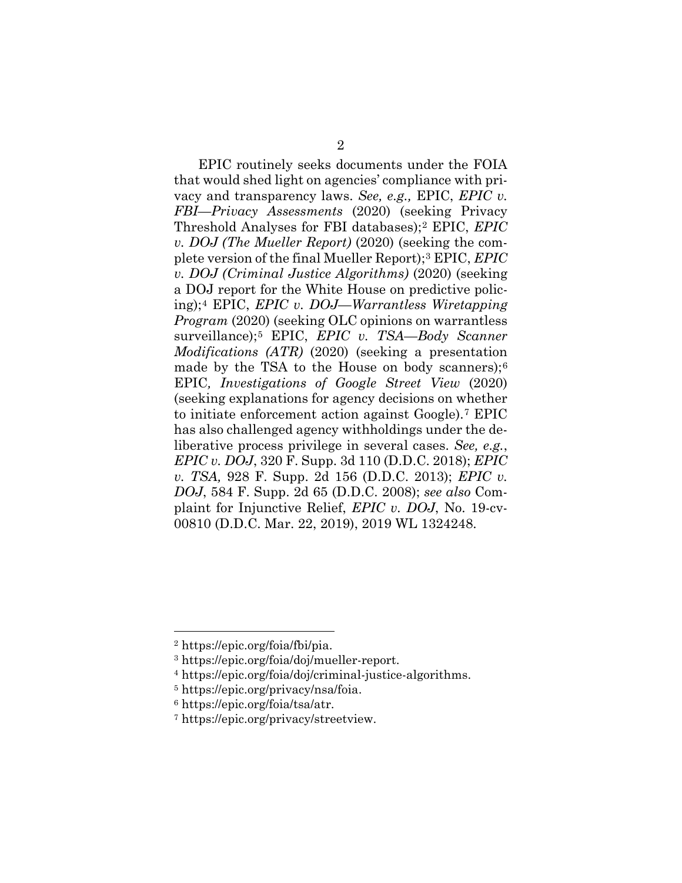EPIC routinely seeks documents under the FOIA that would shed light on agencies' compliance with privacy and transparency laws. *See, e.g.,* EPIC, *EPIC v. FBI—Privacy Assessments* (2020) (seeking Privacy Threshold Analyses for FBI databases);[2] EPIC, *EPIC v. DOJ (The Mueller Report)* (2020) (seeking the complete version of the final Mueller Report);[3] EPIC, *EPIC v. DOJ (Criminal Justice Algorithms)* (2020) (seeking a DOJ report for the White House on predictive policing);[4] EPIC, *EPIC v. DOJ—Warrantless Wiretapping Program* (2020) (seeking OLC opinions on warrantless surveillance);[5] EPIC, *EPIC v. TSA—Body Scanner Modifications (ATR)* (2020) (seeking a presentation made by the TSA to the House on body scanners);[6] EPIC*, Investigations of Google Street View* (2020) (seeking explanations for agency decisions on whether to initiate enforcement action against Google).[7] EPIC has also challenged agency withholdings under the deliberative process privilege in several cases. *See, e.g.*, *EPIC v. DOJ*, 320 F. Supp. 3d 110 (D.D.C. 2018); *EPIC v. TSA,* 928 F. Supp. 2d 156 (D.D.C. 2013); *EPIC v. DOJ*, 584 F. Supp. 2d 65 (D.D.C. 2008); *see also* Complaint for Injunctive Relief, *EPIC v. DOJ*, No. 19-cv-00810 (D.D.C. Mar. 22, 2019), 2019 WL 1324248.

---

[2] https://epic.org/foia/fbi/pia.

[3] https://epic.org/foia/doj/mueller-report.

[4] https://epic.org/foia/doj/criminal-justice-algorithms.

[5] https://epic.org/privacy/nsa/foia.

[6] https://epic.org/foia/tsa/atr.

[7] https://epic.org/privacy/streetview.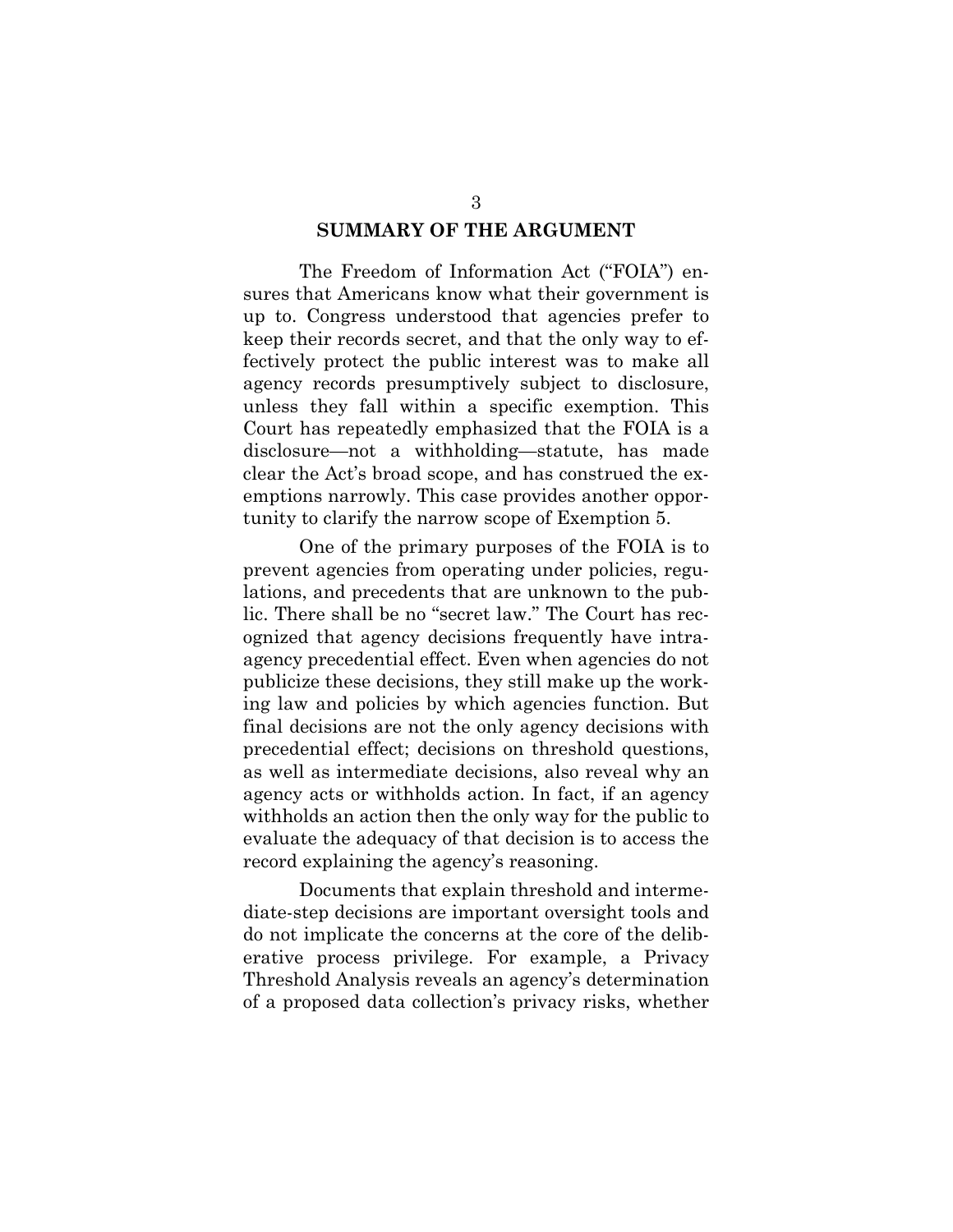## SUMMARY OF THE ARGUMENT

The Freedom of Information Act ("FOIA") ensures that Americans know what their government is up to. Congress understood that agencies prefer to keep their records secret, and that the only way to effectively protect the public interest was to make all agency records presumptively subject to disclosure, unless they fall within a specific exemption. This Court has repeatedly emphasized that the FOIA is a disclosure—not a withholding—statute, has made clear the Act's broad scope, and has construed the exemptions narrowly. This case provides another opportunity to clarify the narrow scope of Exemption 5.

One of the primary purposes of the FOIA is to prevent agencies from operating under policies, regulations, and precedents that are unknown to the public. There shall be no "secret law." The Court has recognized that agency decisions frequently have intra-agency precedential effect. Even when agencies do not publicize these decisions, they still make up the working law and policies by which agencies function. But final decisions are not the only agency decisions with precedential effect; decisions on threshold questions, as well as intermediate decisions, also reveal why an agency acts or withholds action. In fact, if an agency withholds an action then the only way for the public to evaluate the adequacy of that decision is to access the record explaining the agency's reasoning.

Documents that explain threshold and intermediate-step decisions are important oversight tools and do not implicate the concerns at the core of the deliberative process privilege. For example, a Privacy Threshold Analysis reveals an agency's determination of a proposed data collection's privacy risks, whether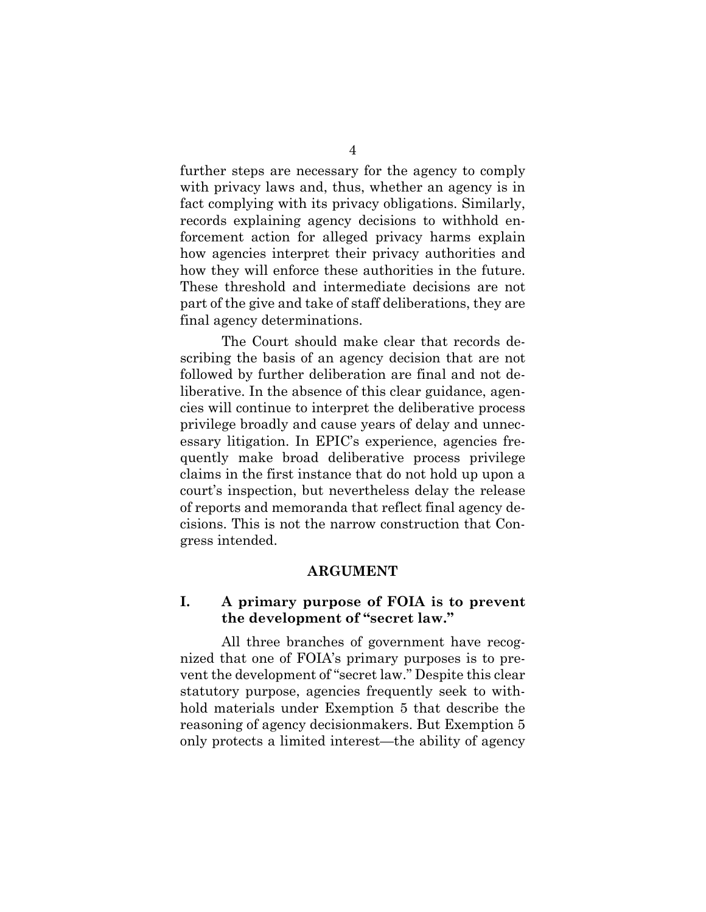further steps are necessary for the agency to comply with privacy laws and, thus, whether an agency is in fact complying with its privacy obligations. Similarly, records explaining agency decisions to withhold enforcement action for alleged privacy harms explain how agencies interpret their privacy authorities and how they will enforce these authorities in the future. These threshold and intermediate decisions are not part of the give and take of staff deliberations, they are final agency determinations.

The Court should make clear that records describing the basis of an agency decision that are not followed by further deliberation are final and not deliberative. In the absence of this clear guidance, agencies will continue to interpret the deliberative process privilege broadly and cause years of delay and unnecessary litigation. In EPIC's experience, agencies frequently make broad deliberative process privilege claims in the first instance that do not hold up upon a court's inspection, but nevertheless delay the release of reports and memoranda that reflect final agency decisions. This is not the narrow construction that Congress intended.

## ARGUMENT

### I. A primary purpose of FOIA is to prevent the development of "secret law."

All three branches of government have recognized that one of FOIA's primary purposes is to prevent the development of "secret law." Despite this clear statutory purpose, agencies frequently seek to withhold materials under Exemption 5 that describe the reasoning of agency decisionmakers. But Exemption 5 only protects a limited interest—the ability of agency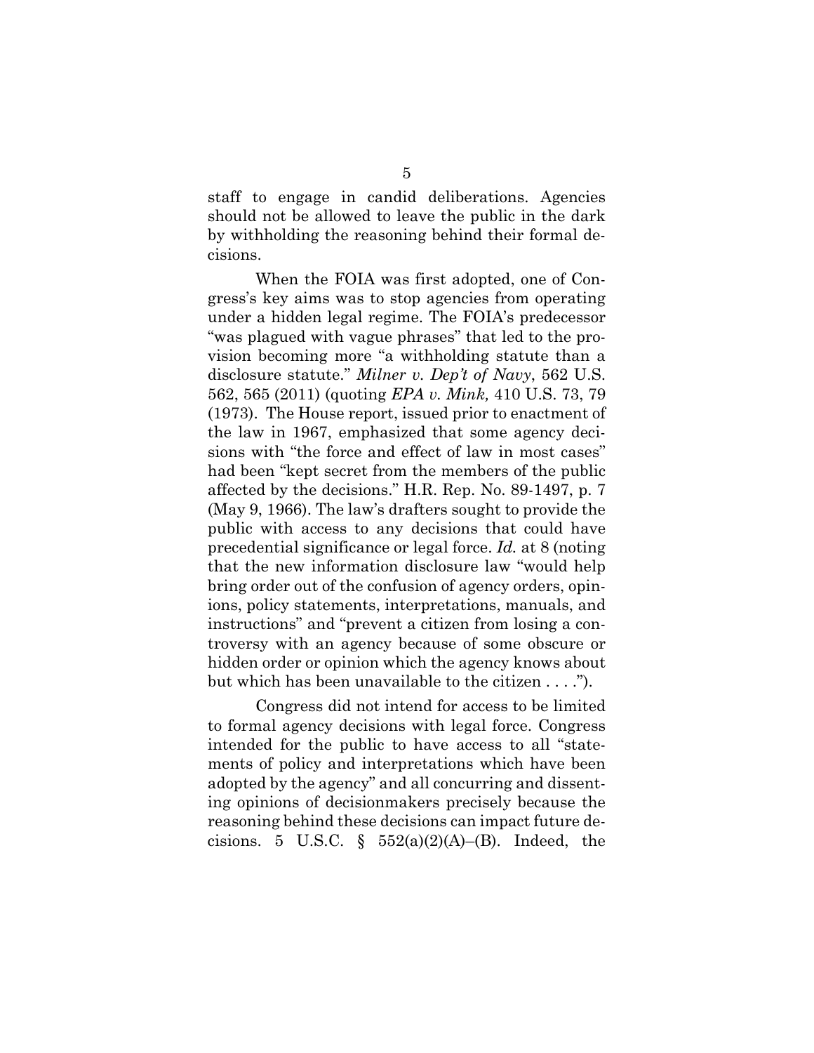staff to engage in candid deliberations. Agencies should not be allowed to leave the public in the dark by withholding the reasoning behind their formal decisions.

When the FOIA was first adopted, one of Congress's key aims was to stop agencies from operating under a hidden legal regime. The FOIA's predecessor "was plagued with vague phrases" that led to the provision becoming more "a withholding statute than a disclosure statute." *Milner v. Dep't of Navy*, 562 U.S. 562, 565 (2011) (quoting *EPA v. Mink,* 410 U.S. 73, 79 (1973). The House report, issued prior to enactment of the law in 1967, emphasized that some agency decisions with "the force and effect of law in most cases" had been "kept secret from the members of the public affected by the decisions." H.R. Rep. No. 89-1497, p. 7 (May 9, 1966). The law's drafters sought to provide the public with access to any decisions that could have precedential significance or legal force. *Id.* at 8 (noting that the new information disclosure law "would help bring order out of the confusion of agency orders, opinions, policy statements, interpretations, manuals, and instructions" and "prevent a citizen from losing a controversy with an agency because of some obscure or hidden order or opinion which the agency knows about but which has been unavailable to the citizen . . . .").

Congress did not intend for access to be limited to formal agency decisions with legal force. Congress intended for the public to have access to all "statements of policy and interpretations which have been adopted by the agency" and all concurring and dissenting opinions of decisionmakers precisely because the reasoning behind these decisions can impact future decisions. 5 U.S.C. § 552(a)(2)(A)–(B). Indeed, the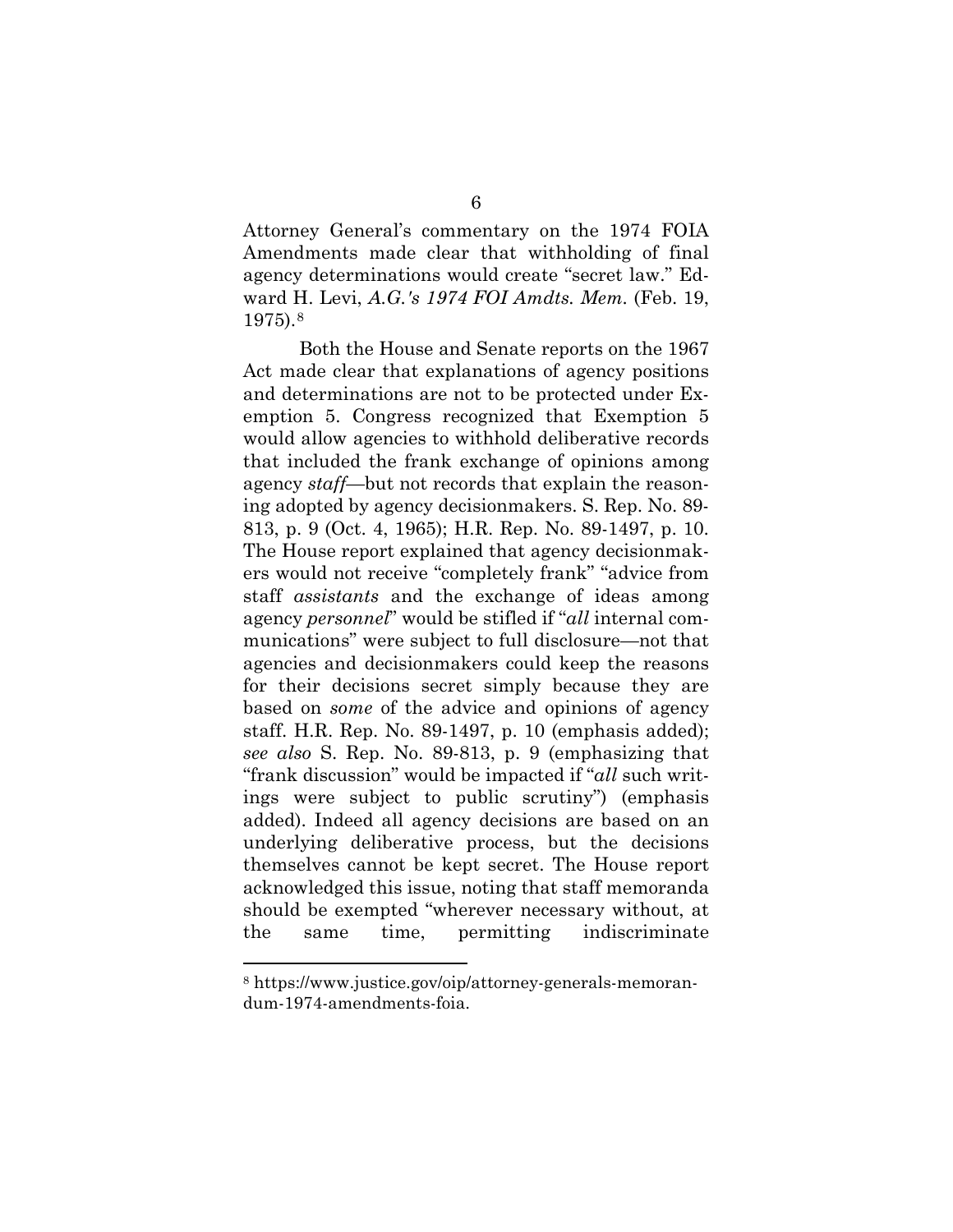Attorney General's commentary on the 1974 FOIA Amendments made clear that withholding of final agency determinations would create "secret law." Edward H. Levi, *A.G.'s 1974 FOI Amdts. Mem.* (Feb. 19, 1975).[8]

Both the House and Senate reports on the 1967 Act made clear that explanations of agency positions and determinations are not to be protected under Exemption 5. Congress recognized that Exemption 5 would allow agencies to withhold deliberative records that included the frank exchange of opinions among agency *staff*—but not records that explain the reasoning adopted by agency decisionmakers. S. Rep. No. 89-813, p. 9 (Oct. 4, 1965); H.R. Rep. No. 89-1497, p. 10. The House report explained that agency decisionmakers would not receive "completely frank" "advice from staff *assistants* and the exchange of ideas among agency *personnel*" would be stifled if "*all* internal communications" were subject to full disclosure—not that agencies and decisionmakers could keep the reasons for their decisions secret simply because they are based on *some* of the advice and opinions of agency staff. H.R. Rep. No. 89-1497, p. 10 (emphasis added); *see also* S. Rep. No. 89-813, p. 9 (emphasizing that "frank discussion" would be impacted if "*all* such writings were subject to public scrutiny") (emphasis added). Indeed all agency decisions are based on an underlying deliberative process, but the decisions themselves cannot be kept secret. The House report acknowledged this issue, noting that staff memoranda should be exempted "wherever necessary without, at the same time, permitting indiscriminate

[8] https://www.justice.gov/oip/attorney-generals-memorandum-1974-amendments-foia.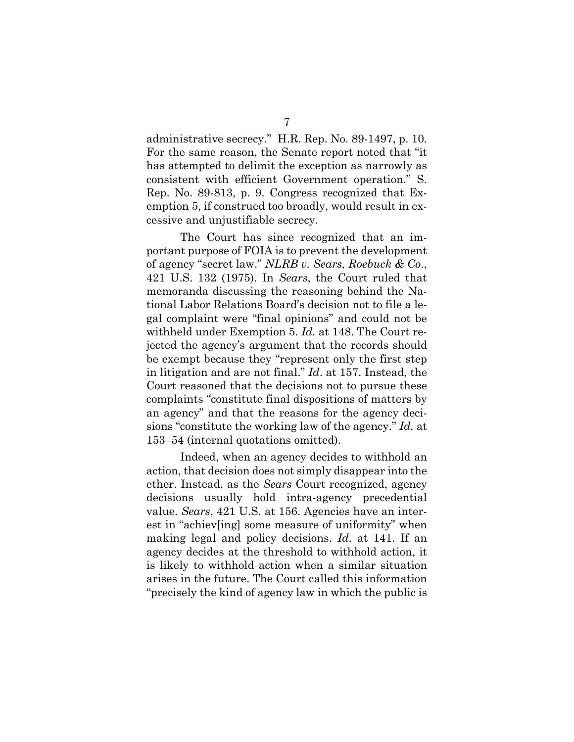administrative secrecy." H.R. Rep. No. 89-1497, p. 10. For the same reason, the Senate report noted that "it has attempted to delimit the exception as narrowly as consistent with efficient Government operation." S. Rep. No. 89-813, p. 9. Congress recognized that Exemption 5, if construed too broadly, would result in excessive and unjustifiable secrecy.

The Court has since recognized that an important purpose of FOIA is to prevent the development of agency "secret law." *NLRB v. Sears, Roebuck & Co.*, 421 U.S. 132 (1975). In *Sears*, the Court ruled that memoranda discussing the reasoning behind the National Labor Relations Board's decision not to file a legal complaint were "final opinions" and could not be withheld under Exemption 5. *Id.* at 148. The Court rejected the agency's argument that the records should be exempt because they "represent only the first step in litigation and are not final." *Id*. at 157. Instead, the Court reasoned that the decisions not to pursue these complaints "constitute final dispositions of matters by an agency" and that the reasons for the agency decisions "constitute the working law of the agency." *Id.* at 153–54 (internal quotations omitted).

Indeed, when an agency decides to withhold an action, that decision does not simply disappear into the ether. Instead, as the *Sears* Court recognized, agency decisions usually hold intra-agency precedential value. *Sears*, 421 U.S. at 156. Agencies have an interest in "achiev[ing] some measure of uniformity" when making legal and policy decisions. *Id.* at 141. If an agency decides at the threshold to withhold action, it is likely to withhold action when a similar situation arises in the future. The Court called this information "precisely the kind of agency law in which the public is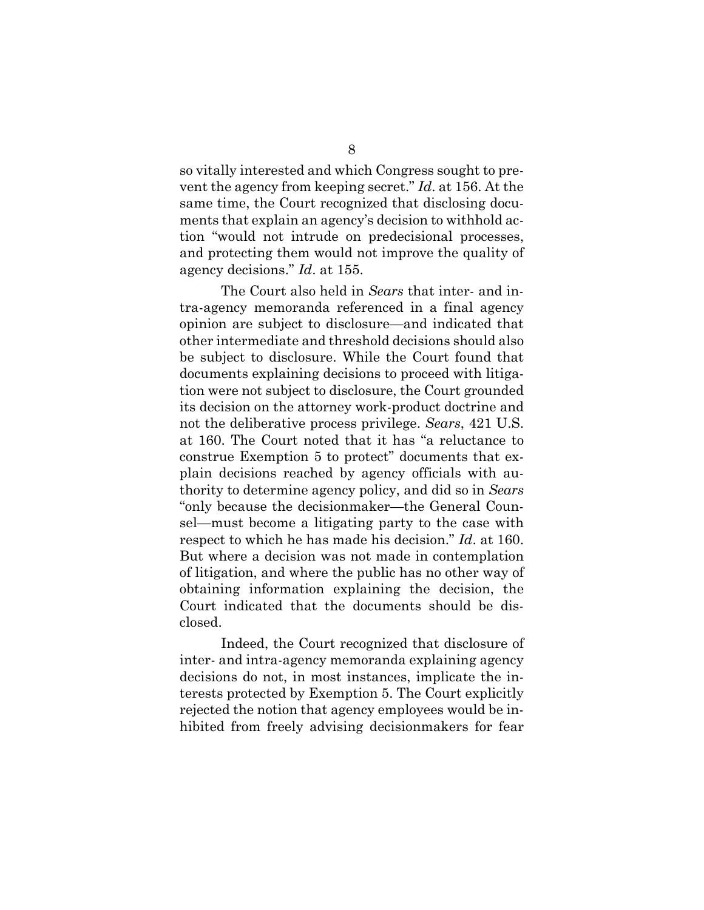so vitally interested and which Congress sought to prevent the agency from keeping secret." *Id*. at 156. At the same time, the Court recognized that disclosing documents that explain an agency's decision to withhold action "would not intrude on predecisional processes, and protecting them would not improve the quality of agency decisions." *Id*. at 155.

The Court also held in *Sears* that inter- and intra-agency memoranda referenced in a final agency opinion are subject to disclosure—and indicated that other intermediate and threshold decisions should also be subject to disclosure. While the Court found that documents explaining decisions to proceed with litigation were not subject to disclosure, the Court grounded its decision on the attorney work-product doctrine and not the deliberative process privilege. *Sears*, 421 U.S. at 160. The Court noted that it has "a reluctance to construe Exemption 5 to protect" documents that explain decisions reached by agency officials with authority to determine agency policy, and did so in *Sears* "only because the decisionmaker—the General Counsel—must become a litigating party to the case with respect to which he has made his decision." *Id*. at 160. But where a decision was not made in contemplation of litigation, and where the public has no other way of obtaining information explaining the decision, the Court indicated that the documents should be disclosed.

Indeed, the Court recognized that disclosure of inter- and intra-agency memoranda explaining agency decisions do not, in most instances, implicate the interests protected by Exemption 5. The Court explicitly rejected the notion that agency employees would be inhibited from freely advising decisionmakers for fear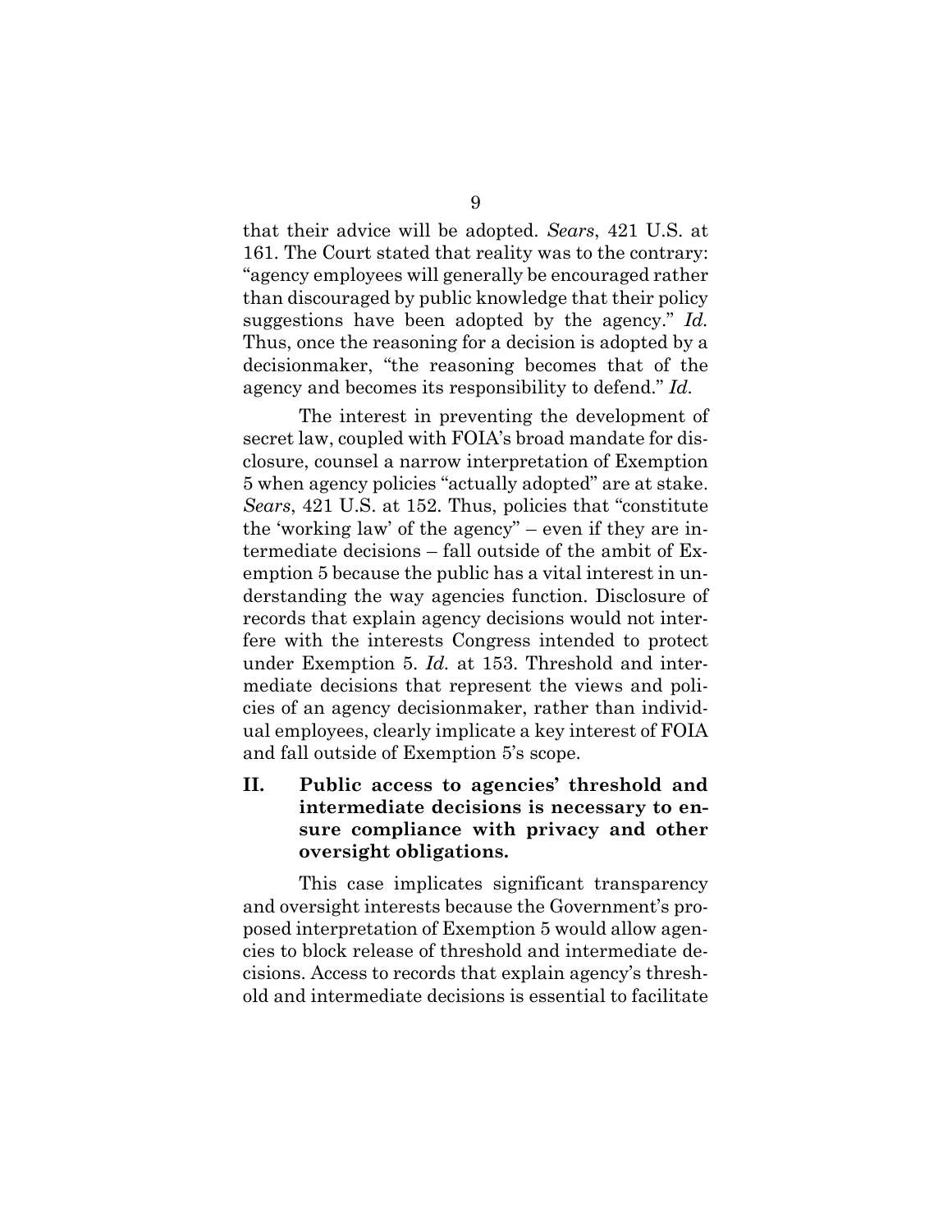that their advice will be adopted. *Sears*, 421 U.S. at 161. The Court stated that reality was to the contrary: "agency employees will generally be encouraged rather than discouraged by public knowledge that their policy suggestions have been adopted by the agency." *Id.* Thus, once the reasoning for a decision is adopted by a decisionmaker, "the reasoning becomes that of the agency and becomes its responsibility to defend." *Id.*

The interest in preventing the development of secret law, coupled with FOIA's broad mandate for disclosure, counsel a narrow interpretation of Exemption 5 when agency policies "actually adopted" are at stake. *Sears*, 421 U.S. at 152. Thus, policies that "constitute the 'working law' of the agency" – even if they are intermediate decisions – fall outside of the ambit of Exemption 5 because the public has a vital interest in understanding the way agencies function. Disclosure of records that explain agency decisions would not interfere with the interests Congress intended to protect under Exemption 5. *Id.* at 153. Threshold and intermediate decisions that represent the views and policies of an agency decisionmaker, rather than individual employees, clearly implicate a key interest of FOIA and fall outside of Exemption 5's scope.

## II. Public access to agencies' threshold and intermediate decisions is necessary to ensure compliance with privacy and other oversight obligations.

This case implicates significant transparency and oversight interests because the Government's proposed interpretation of Exemption 5 would allow agencies to block release of threshold and intermediate decisions. Access to records that explain agency's threshold and intermediate decisions is essential to facilitate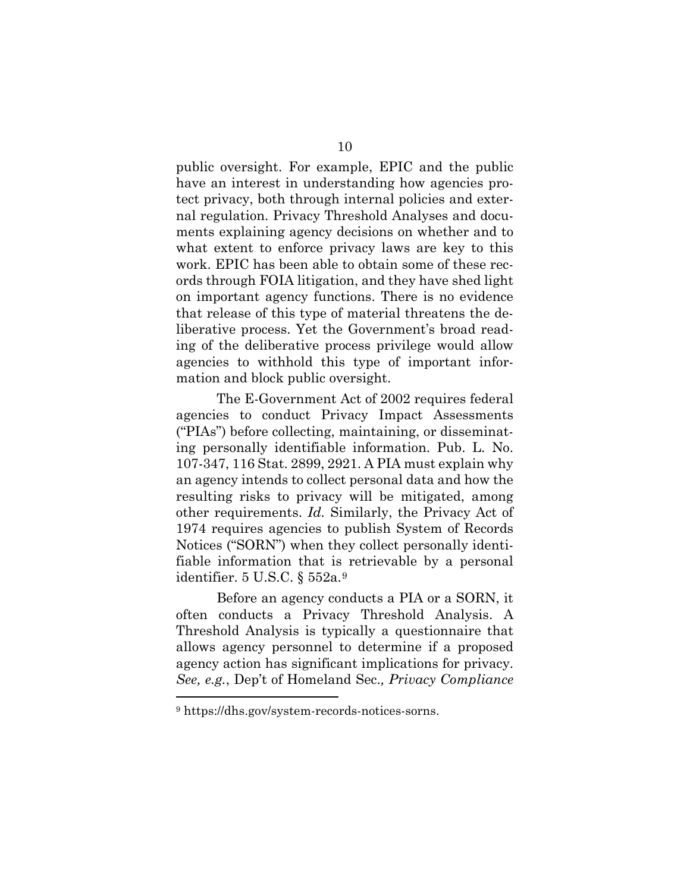public oversight. For example, EPIC and the public have an interest in understanding how agencies protect privacy, both through internal policies and external regulation. Privacy Threshold Analyses and documents explaining agency decisions on whether and to what extent to enforce privacy laws are key to this work. EPIC has been able to obtain some of these records through FOIA litigation, and they have shed light on important agency functions. There is no evidence that release of this type of material threatens the deliberative process. Yet the Government's broad reading of the deliberative process privilege would allow agencies to withhold this type of important information and block public oversight.

The E-Government Act of 2002 requires federal agencies to conduct Privacy Impact Assessments ("PIAs") before collecting, maintaining, or disseminating personally identifiable information. Pub. L. No. 107-347, 116 Stat. 2899, 2921. A PIA must explain why an agency intends to collect personal data and how the resulting risks to privacy will be mitigated, among other requirements. *Id.* Similarly, the Privacy Act of 1974 requires agencies to publish System of Records Notices ("SORN") when they collect personally identifiable information that is retrievable by a personal identifier. 5 U.S.C. § 552a.[9]

Before an agency conducts a PIA or a SORN, it often conducts a Privacy Threshold Analysis. A Threshold Analysis is typically a questionnaire that allows agency personnel to determine if a proposed agency action has significant implications for privacy. *See, e.g.*, Dep't of Homeland Sec., *Privacy Compliance*

[9] https://dhs.gov/system-records-notices-sorns.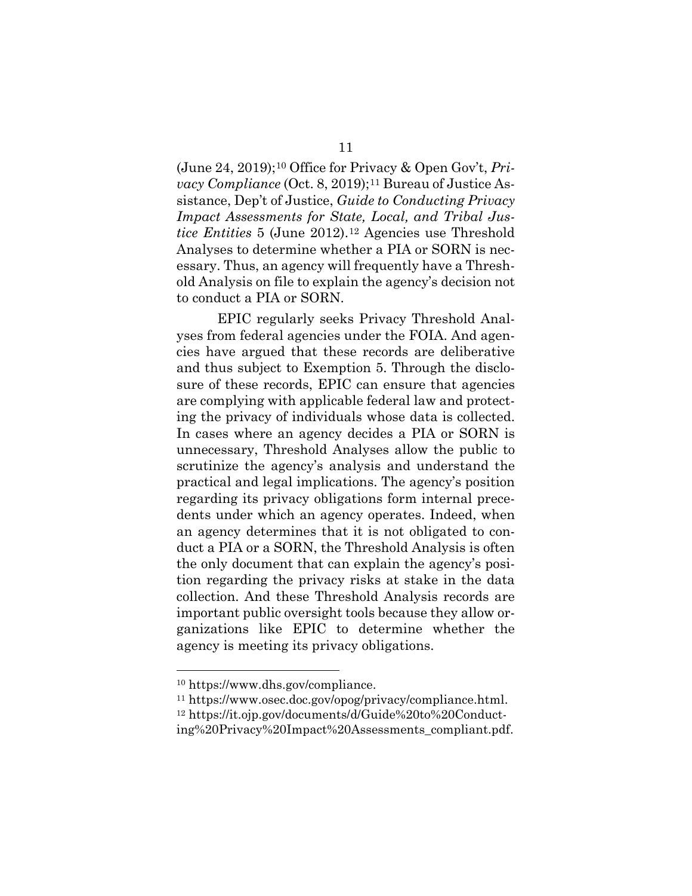(June 24, 2019);[10] Office for Privacy & Open Gov't, *Privacy Compliance* (Oct. 8, 2019);[11] Bureau of Justice Assistance, Dep't of Justice, *Guide to Conducting Privacy Impact Assessments for State, Local, and Tribal Justice Entities* 5 (June 2012).[12] Agencies use Threshold Analyses to determine whether a PIA or SORN is necessary. Thus, an agency will frequently have a Threshold Analysis on file to explain the agency's decision not to conduct a PIA or SORN.

EPIC regularly seeks Privacy Threshold Analyses from federal agencies under the FOIA. And agencies have argued that these records are deliberative and thus subject to Exemption 5. Through the disclosure of these records, EPIC can ensure that agencies are complying with applicable federal law and protecting the privacy of individuals whose data is collected. In cases where an agency decides a PIA or SORN is unnecessary, Threshold Analyses allow the public to scrutinize the agency's analysis and understand the practical and legal implications. The agency's position regarding its privacy obligations form internal precedents under which an agency operates. Indeed, when an agency determines that it is not obligated to conduct a PIA or a SORN, the Threshold Analysis is often the only document that can explain the agency's position regarding the privacy risks at stake in the data collection. And these Threshold Analysis records are important public oversight tools because they allow organizations like EPIC to determine whether the agency is meeting its privacy obligations.

---

[10] https://www.dhs.gov/compliance.

[11] https://www.osec.doc.gov/opog/privacy/compliance.html.

[12] https://it.ojp.gov/documents/d/Guide%20to%20Conducting%20Privacy%20Impact%20Assessments_compliant.pdf.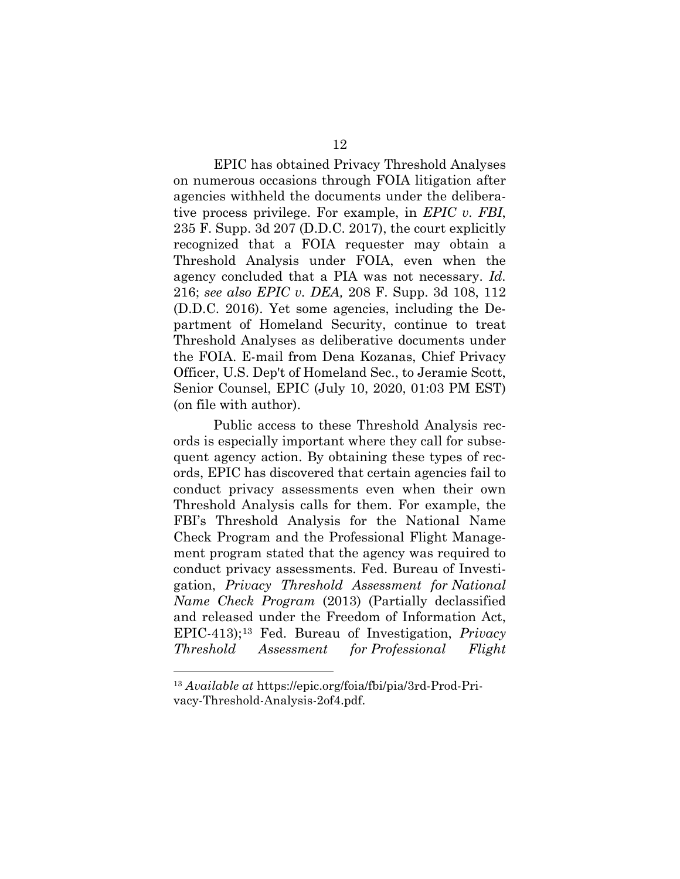EPIC has obtained Privacy Threshold Analyses on numerous occasions through FOIA litigation after agencies withheld the documents under the deliberative process privilege. For example, in *EPIC v. FBI*, 235 F. Supp. 3d 207 (D.D.C. 2017), the court explicitly recognized that a FOIA requester may obtain a Threshold Analysis under FOIA, even when the agency concluded that a PIA was not necessary. *Id.* 216; *see also EPIC v. DEA,* 208 F. Supp. 3d 108, 112 (D.D.C. 2016). Yet some agencies, including the Department of Homeland Security, continue to treat Threshold Analyses as deliberative documents under the FOIA. E-mail from Dena Kozanas, Chief Privacy Officer, U.S. Dep't of Homeland Sec., to Jeramie Scott, Senior Counsel, EPIC (July 10, 2020, 01:03 PM EST) (on file with author).

Public access to these Threshold Analysis records is especially important where they call for subsequent agency action. By obtaining these types of records, EPIC has discovered that certain agencies fail to conduct privacy assessments even when their own Threshold Analysis calls for them. For example, the FBI's Threshold Analysis for the National Name Check Program and the Professional Flight Management program stated that the agency was required to conduct privacy assessments. Fed. Bureau of Investigation, *Privacy Threshold Assessment for National Name Check Program* (2013) (Partially declassified and released under the Freedom of Information Act, EPIC-413);[13] Fed. Bureau of Investigation, *Privacy Threshold Assessment for Professional Flight*

[13] *Available at* https://epic.org/foia/fbi/pia/3rd-Prod-Privacy-Threshold-Analysis-2of4.pdf.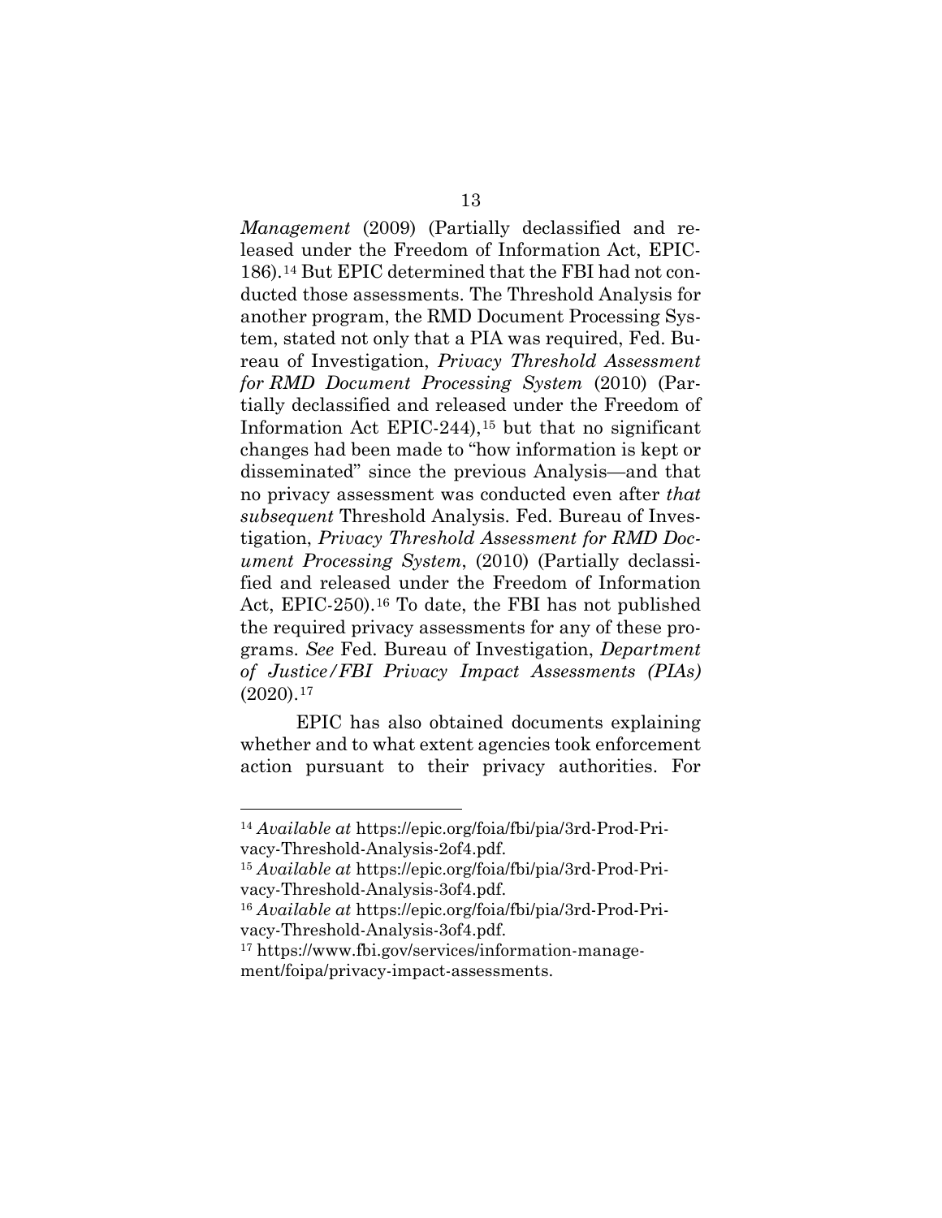*Management* (2009) (Partially declassified and released under the Freedom of Information Act, EPIC-186).[14] But EPIC determined that the FBI had not conducted those assessments. The Threshold Analysis for another program, the RMD Document Processing System, stated not only that a PIA was required, Fed. Bureau of Investigation, *Privacy Threshold Assessment for RMD Document Processing System* (2010) (Partially declassified and released under the Freedom of Information Act EPIC-244),[15] but that no significant changes had been made to "how information is kept or disseminated" since the previous Analysis—and that no privacy assessment was conducted even after *that subsequent* Threshold Analysis. Fed. Bureau of Investigation, *Privacy Threshold Assessment for RMD Document Processing System*, (2010) (Partially declassified and released under the Freedom of Information Act, EPIC-250).[16] To date, the FBI has not published the required privacy assessments for any of these programs. *See* Fed. Bureau of Investigation, *Department of Justice/FBI Privacy Impact Assessments (PIAs)* (2020).[17]

EPIC has also obtained documents explaining whether and to what extent agencies took enforcement action pursuant to their privacy authorities. For

---

[14] *Available at* https://epic.org/foia/fbi/pia/3rd-Prod-Privacy-Threshold-Analysis-2of4.pdf.

[15] *Available at* https://epic.org/foia/fbi/pia/3rd-Prod-Privacy-Threshold-Analysis-3of4.pdf.

[16] *Available at* https://epic.org/foia/fbi/pia/3rd-Prod-Privacy-Threshold-Analysis-3of4.pdf.

[17] https://www.fbi.gov/services/information-management/foipa/privacy-impact-assessments.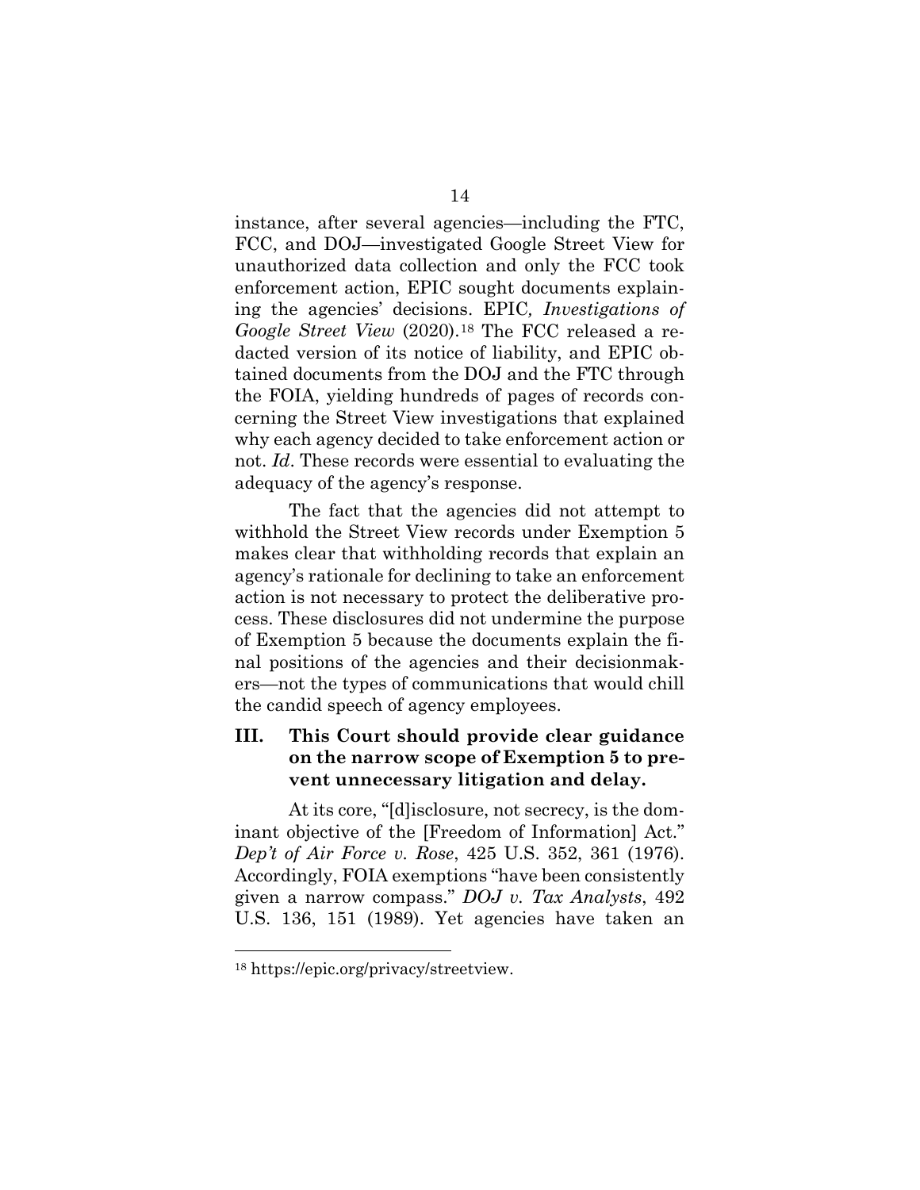instance, after several agencies—including the FTC, FCC, and DOJ—investigated Google Street View for unauthorized data collection and only the FCC took enforcement action, EPIC sought documents explaining the agencies' decisions. EPIC*, Investigations of Google Street View* (2020).[18] The FCC released a redacted version of its notice of liability, and EPIC obtained documents from the DOJ and the FTC through the FOIA, yielding hundreds of pages of records concerning the Street View investigations that explained why each agency decided to take enforcement action or not. *Id*. These records were essential to evaluating the adequacy of the agency's response.

The fact that the agencies did not attempt to withhold the Street View records under Exemption 5 makes clear that withholding records that explain an agency's rationale for declining to take an enforcement action is not necessary to protect the deliberative process. These disclosures did not undermine the purpose of Exemption 5 because the documents explain the final positions of the agencies and their decisionmakers—not the types of communications that would chill the candid speech of agency employees.

## III. This Court should provide clear guidance on the narrow scope of Exemption 5 to prevent unnecessary litigation and delay.

At its core, "[d]isclosure, not secrecy, is the dominant objective of the [Freedom of Information] Act." *Dep't of Air Force v. Rose*, 425 U.S. 352, 361 (1976). Accordingly, FOIA exemptions "have been consistently given a narrow compass." *DOJ v. Tax Analysts*, 492 U.S. 136, 151 (1989). Yet agencies have taken an

[18] https://epic.org/privacy/streetview.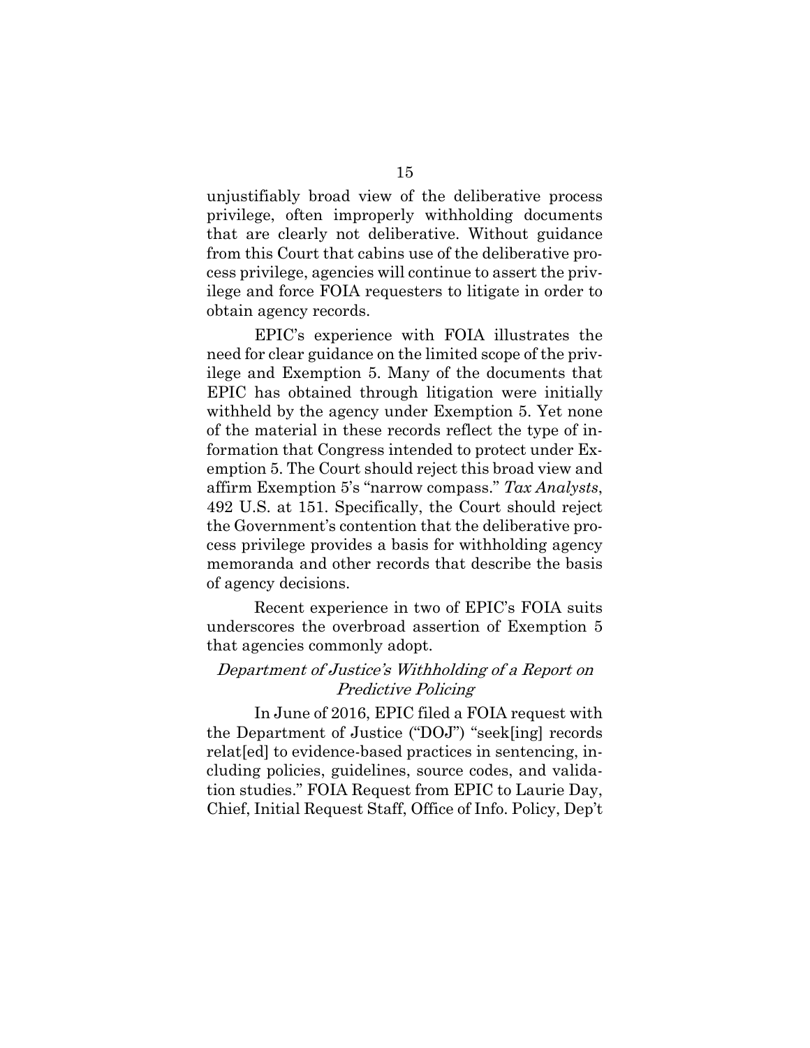unjustifiably broad view of the deliberative process privilege, often improperly withholding documents that are clearly not deliberative. Without guidance from this Court that cabins use of the deliberative process privilege, agencies will continue to assert the privilege and force FOIA requesters to litigate in order to obtain agency records.

EPIC's experience with FOIA illustrates the need for clear guidance on the limited scope of the privilege and Exemption 5. Many of the documents that EPIC has obtained through litigation were initially withheld by the agency under Exemption 5. Yet none of the material in these records reflect the type of information that Congress intended to protect under Exemption 5. The Court should reject this broad view and affirm Exemption 5's "narrow compass." *Tax Analysts*, 492 U.S. at 151. Specifically, the Court should reject the Government's contention that the deliberative process privilege provides a basis for withholding agency memoranda and other records that describe the basis of agency decisions.

Recent experience in two of EPIC's FOIA suits underscores the overbroad assertion of Exemption 5 that agencies commonly adopt.

*Department of Justice's Withholding of a Report on Predictive Policing*

In June of 2016, EPIC filed a FOIA request with the Department of Justice ("DOJ") "seek[ing] records relat[ed] to evidence-based practices in sentencing, including policies, guidelines, source codes, and validation studies." FOIA Request from EPIC to Laurie Day, Chief, Initial Request Staff, Office of Info. Policy, Dep't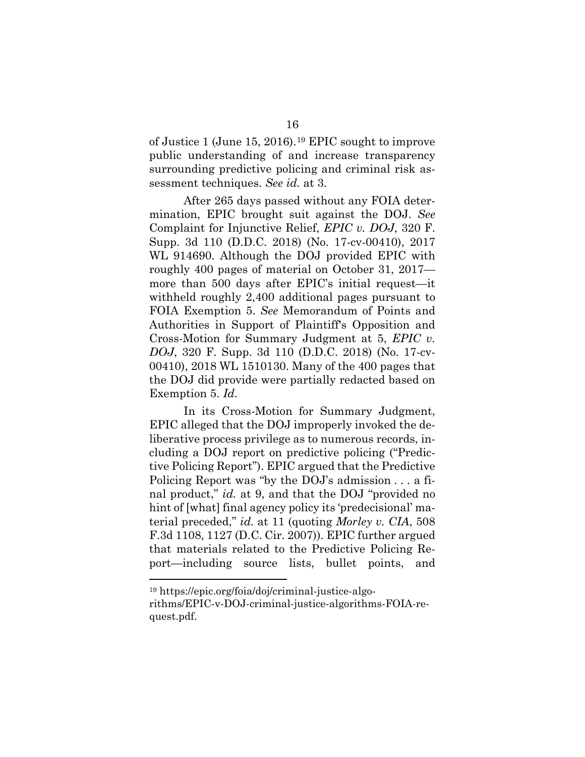of Justice 1 (June 15, 2016).[19] EPIC sought to improve public understanding of and increase transparency surrounding predictive policing and criminal risk assessment techniques. *See id.* at 3.

After 265 days passed without any FOIA determination, EPIC brought suit against the DOJ. *See* Complaint for Injunctive Relief, *EPIC v. DOJ*, 320 F. Supp. 3d 110 (D.D.C. 2018) (No. 17-cv-00410), 2017 WL 914690. Although the DOJ provided EPIC with roughly 400 pages of material on October 31, 2017—more than 500 days after EPIC's initial request—it withheld roughly 2,400 additional pages pursuant to FOIA Exemption 5. *See* Memorandum of Points and Authorities in Support of Plaintiff's Opposition and Cross-Motion for Summary Judgment at 5, *EPIC v. DOJ*, 320 F. Supp. 3d 110 (D.D.C. 2018) (No. 17-cv-00410), 2018 WL 1510130. Many of the 400 pages that the DOJ did provide were partially redacted based on Exemption 5. *Id.*

In its Cross-Motion for Summary Judgment, EPIC alleged that the DOJ improperly invoked the deliberative process privilege as to numerous records, including a DOJ report on predictive policing ("Predictive Policing Report"). EPIC argued that the Predictive Policing Report was "by the DOJ's admission . . . a final product," *id.* at 9, and that the DOJ "provided no hint of [what] final agency policy its 'predecisional' material preceded," *id.* at 11 (quoting *Morley v. CIA*, 508 F.3d 1108, 1127 (D.C. Cir. 2007)). EPIC further argued that materials related to the Predictive Policing Report—including source lists, bullet points, and

---

[19] https://epic.org/foia/doj/criminal-justice-algorithms/EPIC-v-DOJ-criminal-justice-algorithms-FOIA-request.pdf.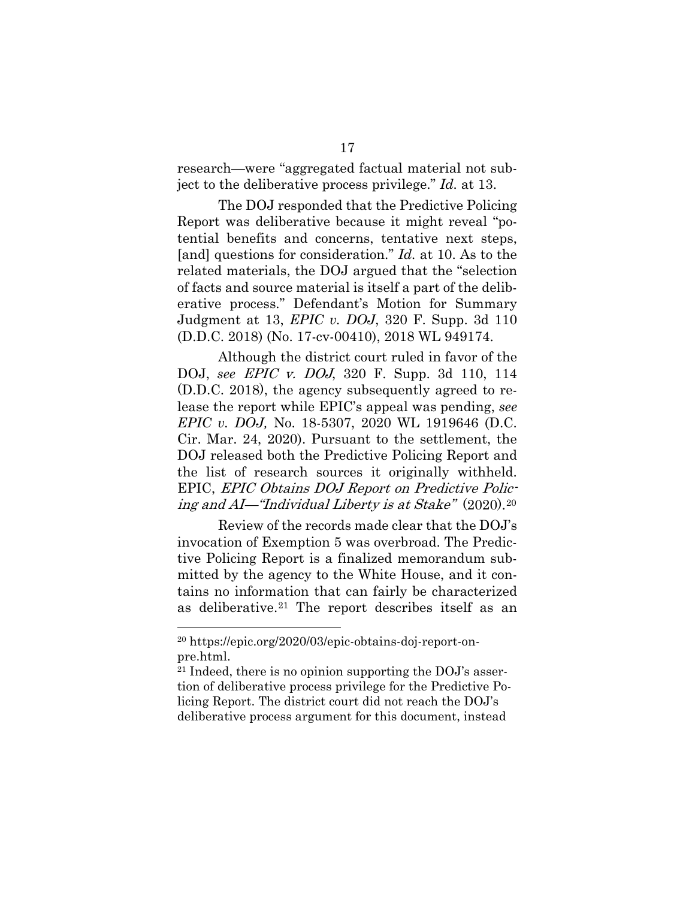research—were "aggregated factual material not subject to the deliberative process privilege." *Id.* at 13.

The DOJ responded that the Predictive Policing Report was deliberative because it might reveal "potential benefits and concerns, tentative next steps, [and] questions for consideration." *Id.* at 10. As to the related materials, the DOJ argued that the "selection of facts and source material is itself a part of the deliberative process." Defendant's Motion for Summary Judgment at 13, *EPIC v. DOJ*, 320 F. Supp. 3d 110 (D.D.C. 2018) (No. 17-cv-00410), 2018 WL 949174.

Although the district court ruled in favor of the DOJ, *see EPIC v. DOJ*, 320 F. Supp. 3d 110, 114 (D.D.C. 2018), the agency subsequently agreed to release the report while EPIC's appeal was pending, *see EPIC v. DOJ,* No. 18-5307, 2020 WL 1919646 (D.C. Cir. Mar. 24, 2020). Pursuant to the settlement, the DOJ released both the Predictive Policing Report and the list of research sources it originally withheld. EPIC, *EPIC Obtains DOJ Report on Predictive Policing and AI—"Individual Liberty is at Stake"* (2020).[20]

Review of the records made clear that the DOJ's invocation of Exemption 5 was overbroad. The Predictive Policing Report is a finalized memorandum submitted by the agency to the White House, and it contains no information that can fairly be characterized as deliberative.[21] The report describes itself as an

---

[20] https://epic.org/2020/03/epic-obtains-doj-report-on-pre.html.

[21] Indeed, there is no opinion supporting the DOJ's assertion of deliberative process privilege for the Predictive Policing Report. The district court did not reach the DOJ's deliberative process argument for this document, instead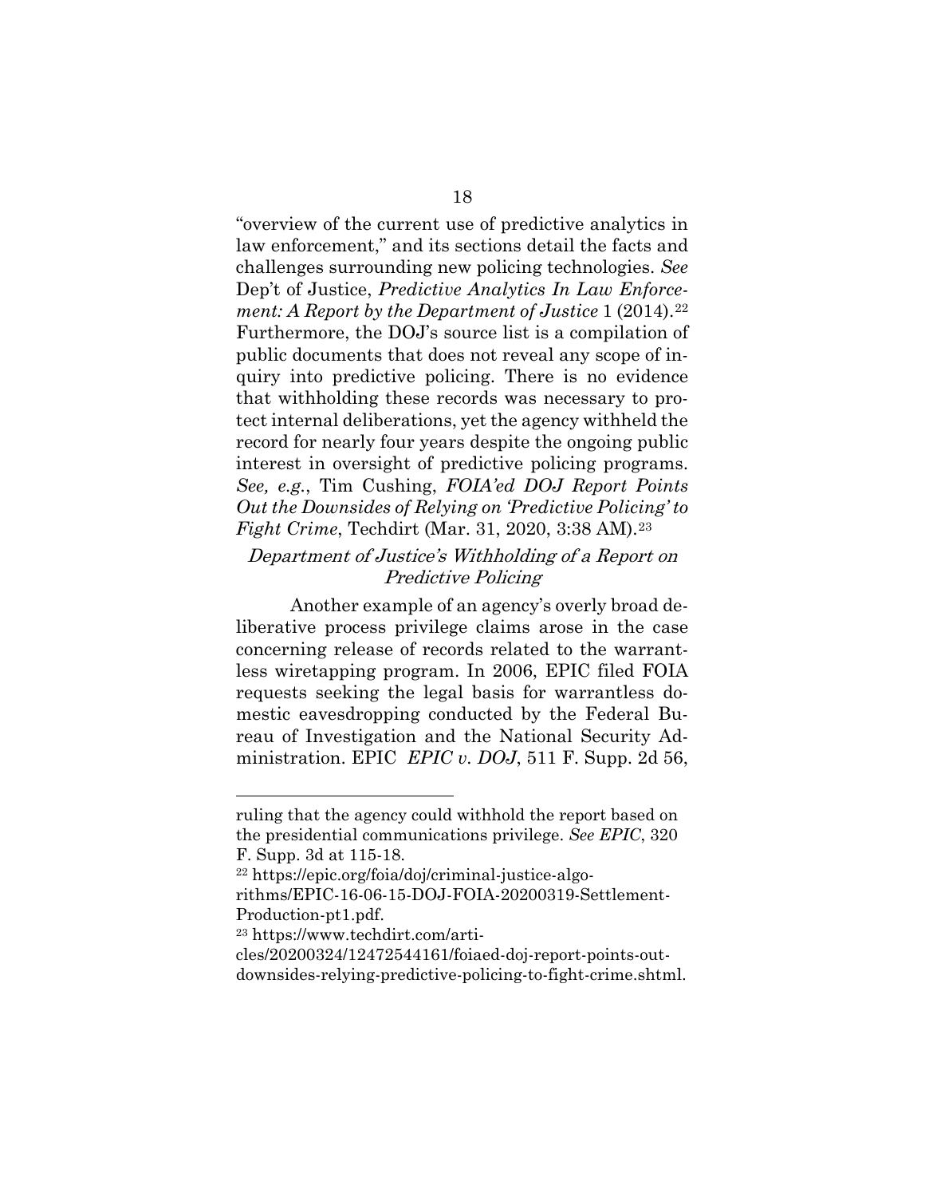"overview of the current use of predictive analytics in law enforcement," and its sections detail the facts and challenges surrounding new policing technologies. *See* Dep't of Justice, *Predictive Analytics In Law Enforcement: A Report by the Department of Justice* 1 (2014).[22] Furthermore, the DOJ's source list is a compilation of public documents that does not reveal any scope of inquiry into predictive policing. There is no evidence that withholding these records was necessary to protect internal deliberations, yet the agency withheld the record for nearly four years despite the ongoing public interest in oversight of predictive policing programs. *See, e.g.*, Tim Cushing, *FOIA'ed DOJ Report Points Out the Downsides of Relying on 'Predictive Policing' to Fight Crime*, Techdirt (Mar. 31, 2020, 3:38 AM).[23]

*Department of Justice's Withholding of a Report on Predictive Policing*

Another example of an agency's overly broad deliberative process privilege claims arose in the case concerning release of records related to the warrantless wiretapping program. In 2006, EPIC filed FOIA requests seeking the legal basis for warrantless domestic eavesdropping conducted by the Federal Bureau of Investigation and the National Security Administration. EPIC *EPIC v. DOJ*, 511 F. Supp. 2d 56,

---

ruling that the agency could withhold the report based on the presidential communications privilege. *See EPIC*, 320 F. Supp. 3d at 115-18.

[22] https://epic.org/foia/doj/criminal-justice-algorithms/EPIC-16-06-15-DOJ-FOIA-20200319-Settlement-Production-pt1.pdf.

[23] https://www.techdirt.com/articles/20200324/12472544161/foiaed-doj-report-points-out-downsides-relying-predictive-policing-to-fight-crime.shtml.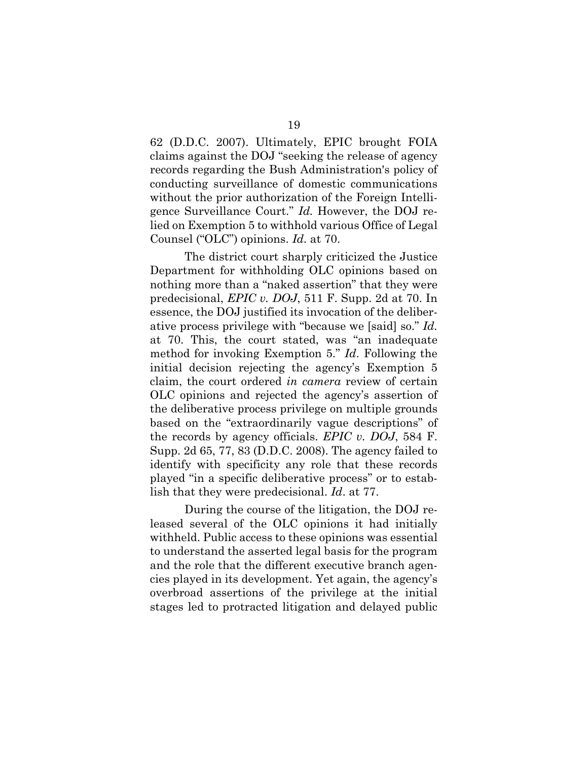62 (D.D.C. 2007). Ultimately, EPIC brought FOIA claims against the DOJ "seeking the release of agency records regarding the Bush Administration's policy of conducting surveillance of domestic communications without the prior authorization of the Foreign Intelligence Surveillance Court." *Id.* However, the DOJ relied on Exemption 5 to withhold various Office of Legal Counsel ("OLC") opinions. *Id.* at 70.

The district court sharply criticized the Justice Department for withholding OLC opinions based on nothing more than a "naked assertion" that they were predecisional, *EPIC v. DOJ*, 511 F. Supp. 2d at 70. In essence, the DOJ justified its invocation of the deliberative process privilege with "because we [said] so." *Id.* at 70. This, the court stated, was "an inadequate method for invoking Exemption 5." *Id*. Following the initial decision rejecting the agency's Exemption 5 claim, the court ordered *in camera* review of certain OLC opinions and rejected the agency's assertion of the deliberative process privilege on multiple grounds based on the "extraordinarily vague descriptions" of the records by agency officials. *EPIC v. DOJ*, 584 F. Supp. 2d 65, 77, 83 (D.D.C. 2008). The agency failed to identify with specificity any role that these records played "in a specific deliberative process" or to establish that they were predecisional. *Id*. at 77.

During the course of the litigation, the DOJ released several of the OLC opinions it had initially withheld. Public access to these opinions was essential to understand the asserted legal basis for the program and the role that the different executive branch agencies played in its development. Yet again, the agency's overbroad assertions of the privilege at the initial stages led to protracted litigation and delayed public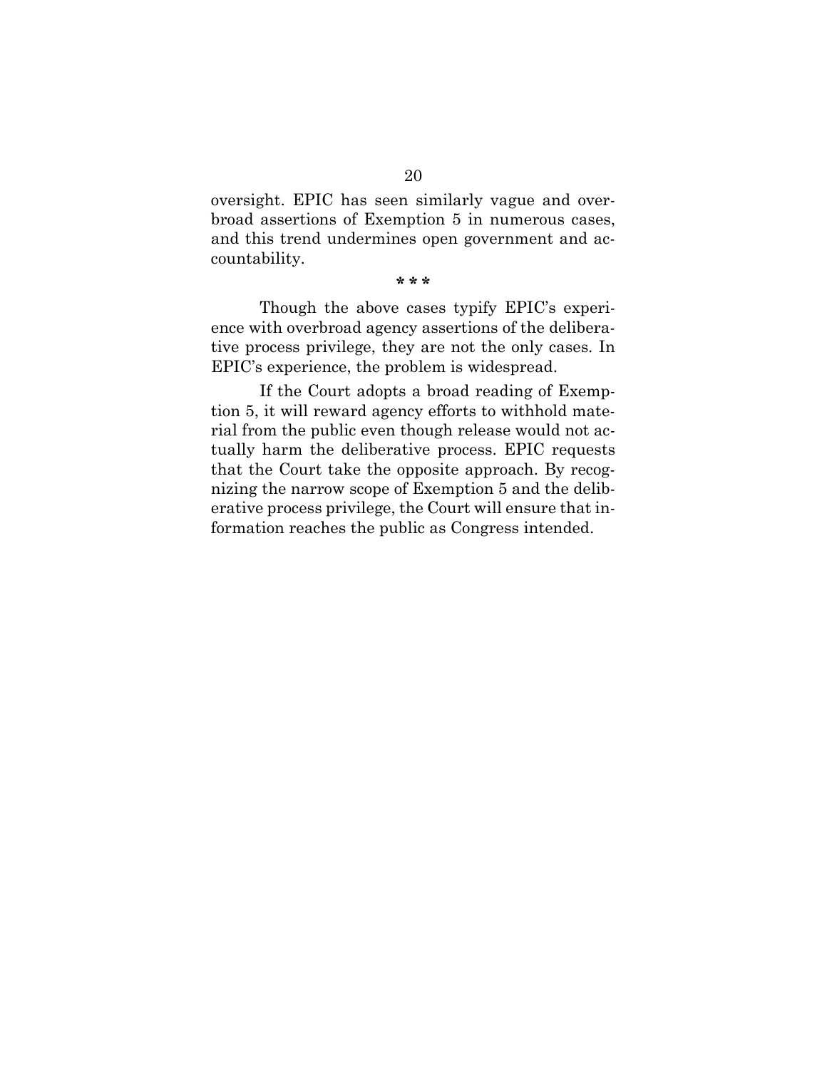oversight. EPIC has seen similarly vague and overbroad assertions of Exemption 5 in numerous cases, and this trend undermines open government and accountability.

\* \* \*

Though the above cases typify EPIC's experience with overbroad agency assertions of the deliberative process privilege, they are not the only cases. In EPIC's experience, the problem is widespread.

If the Court adopts a broad reading of Exemption 5, it will reward agency efforts to withhold material from the public even though release would not actually harm the deliberative process. EPIC requests that the Court take the opposite approach. By recognizing the narrow scope of Exemption 5 and the deliberative process privilege, the Court will ensure that information reaches the public as Congress intended.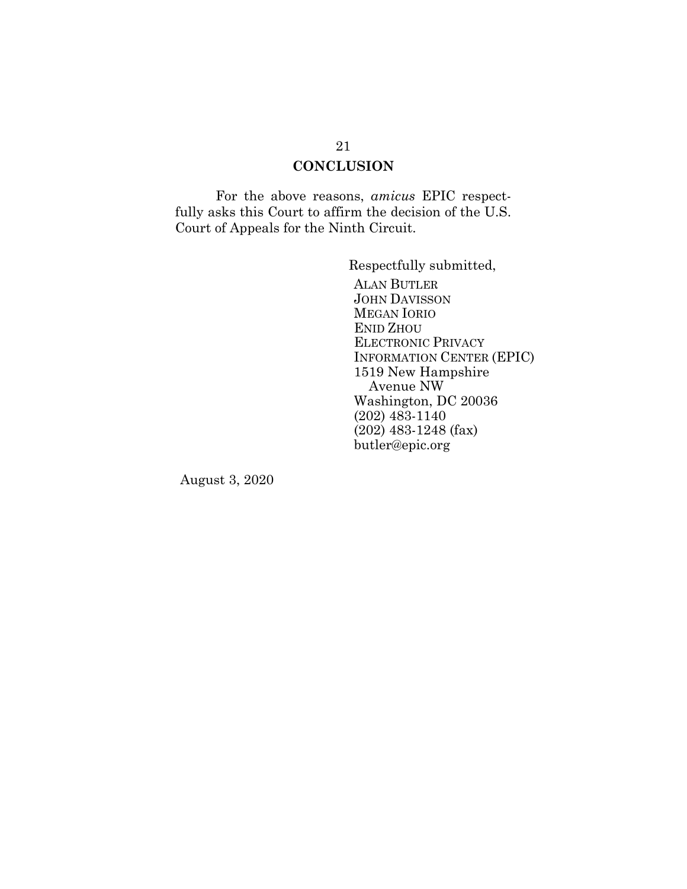## CONCLUSION

For the above reasons, *amicus* EPIC respectfully asks this Court to affirm the decision of the U.S. Court of Appeals for the Ninth Circuit.

Respectfully submitted,

ALAN BUTLER
JOHN DAVISSON
MEGAN IORIO
ENID ZHOU
ELECTRONIC PRIVACY INFORMATION CENTER (EPIC)
1519 New Hampshire Avenue NW
Washington, DC 20036
(202) 483-1140
(202) 483-1248 (fax)
butler@epic.org

August 3, 2020